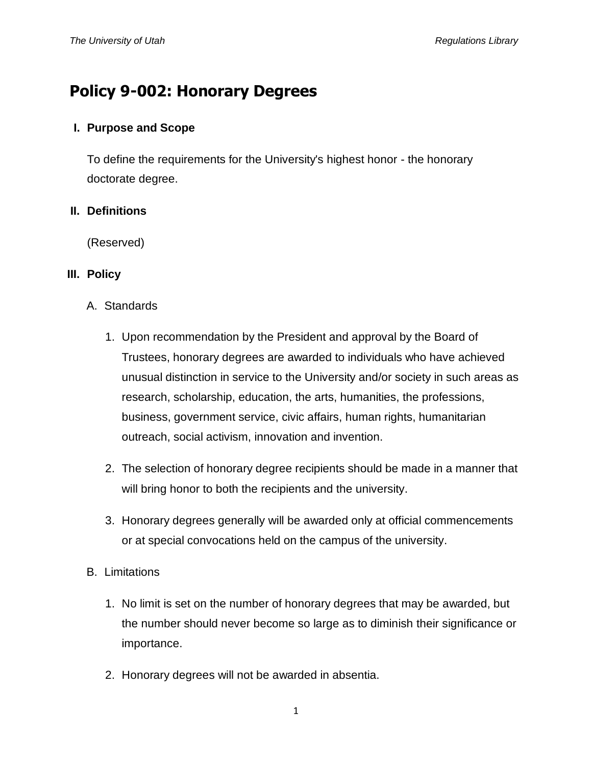# Policy 9-002: Honorary Degrees

## I. Purpose and Scope

To define the requirements for the University's highest honor - the honorary doctorate degree.

## II. Definitions

(Reserved)

## III. Policy

A. Standards

1. Upon recommendation by the President and approval by the Board of Trustees, honorary degrees are awarded to individuals who have achieved unusual distinction in service to the University and/or society in such areas as research, scholarship, education, the arts, humanities, the professions, business, government service, civic affairs, human rights, humanitarian outreach, social activism, innovation and invention.

2. The selection of honorary degree recipients should be made in a manner that will bring honor to both the recipients and the university.

3. Honorary degrees generally will be awarded only at official commencements or at special convocations held on the campus of the university.

B. Limitations

1. No limit is set on the number of honorary degrees that may be awarded, but the number should never become so large as to diminish their significance or importance.

2. Honorary degrees will not be awarded in absentia.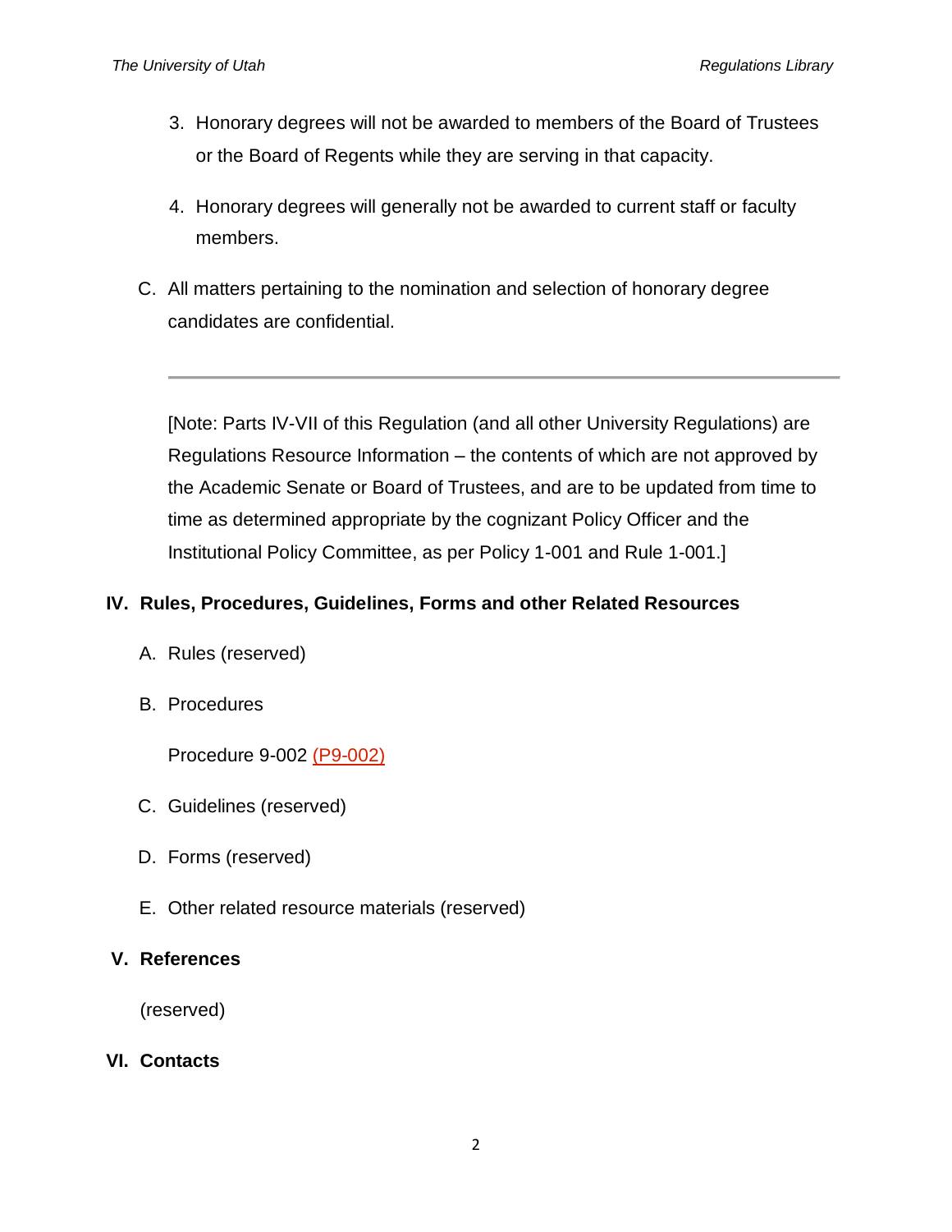3. Honorary degrees will not be awarded to members of the Board of Trustees or the Board of Regents while they are serving in that capacity.

4. Honorary degrees will generally not be awarded to current staff or faculty members.

C. All matters pertaining to the nomination and selection of honorary degree candidates are confidential.

---

[Note: Parts IV-VII of this Regulation (and all other University Regulations) are Regulations Resource Information – the contents of which are not approved by the Academic Senate or Board of Trustees, and are to be updated from time to time as determined appropriate by the cognizant Policy Officer and the Institutional Policy Committee, as per Policy 1-001 and Rule 1-001.]

## IV. Rules, Procedures, Guidelines, Forms and other Related Resources

A. Rules (reserved)

B. Procedures

Procedure 9-002 (P9-002)

C. Guidelines (reserved)

D. Forms (reserved)

E. Other related resource materials (reserved)

## V. References

(reserved)

## VI. Contacts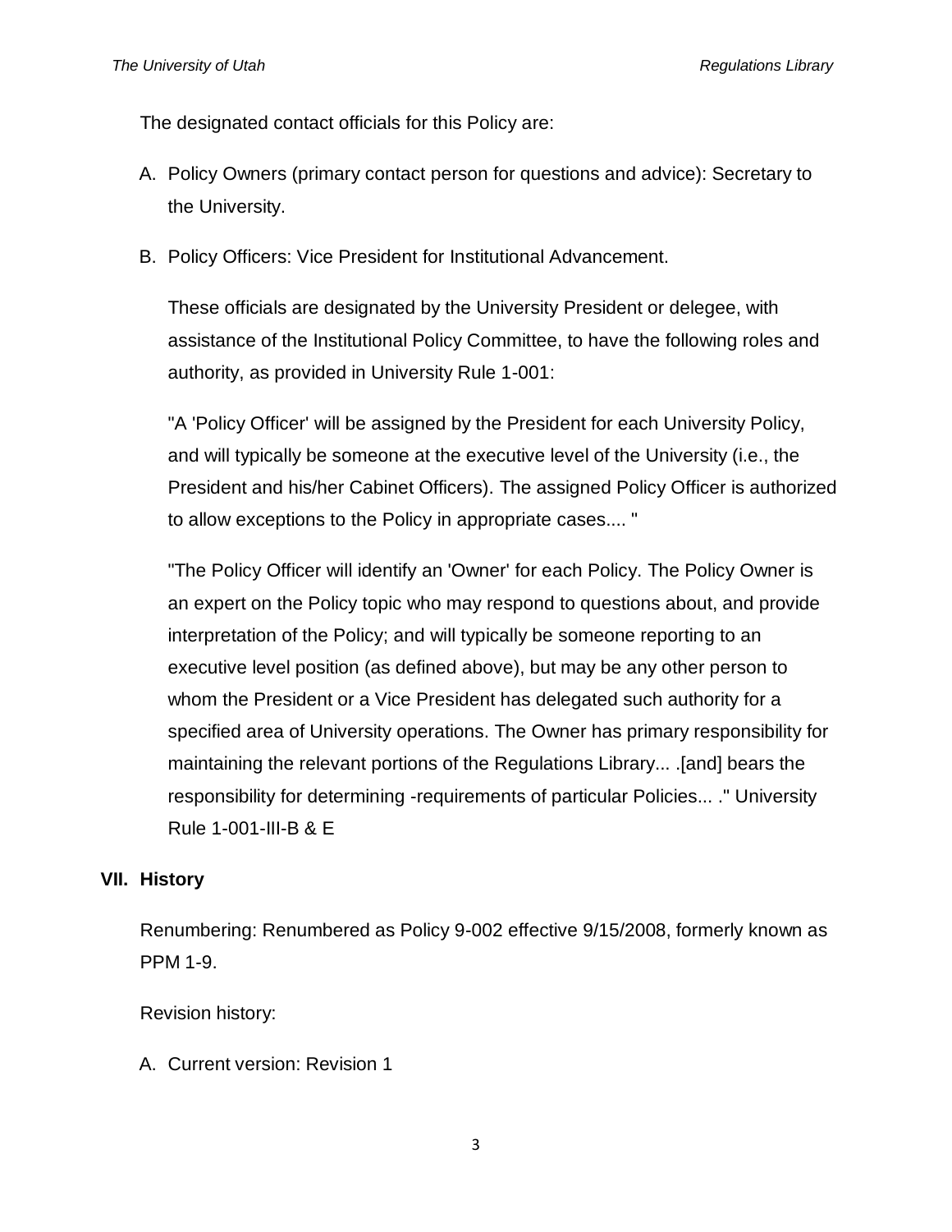The designated contact officials for this Policy are:

A. Policy Owners (primary contact person for questions and advice): Secretary to the University.

B. Policy Officers: Vice President for Institutional Advancement.

   These officials are designated by the University President or delegee, with assistance of the Institutional Policy Committee, to have the following roles and authority, as provided in University Rule 1-001:

   "A 'Policy Officer' will be assigned by the President for each University Policy, and will typically be someone at the executive level of the University (i.e., the President and his/her Cabinet Officers). The assigned Policy Officer is authorized to allow exceptions to the Policy in appropriate cases.... "

   "The Policy Officer will identify an 'Owner' for each Policy. The Policy Owner is an expert on the Policy topic who may respond to questions about, and provide interpretation of the Policy; and will typically be someone reporting to an executive level position (as defined above), but may be any other person to whom the President or a Vice President has delegated such authority for a specified area of University operations. The Owner has primary responsibility for maintaining the relevant portions of the Regulations Library... .[and] bears the responsibility for determining -requirements of particular Policies... ." University Rule 1-001-III-B & E

## VII. History

Renumbering: Renumbered as Policy 9-002 effective 9/15/2008, formerly known as PPM 1-9.

Revision history:

A. Current version: Revision 1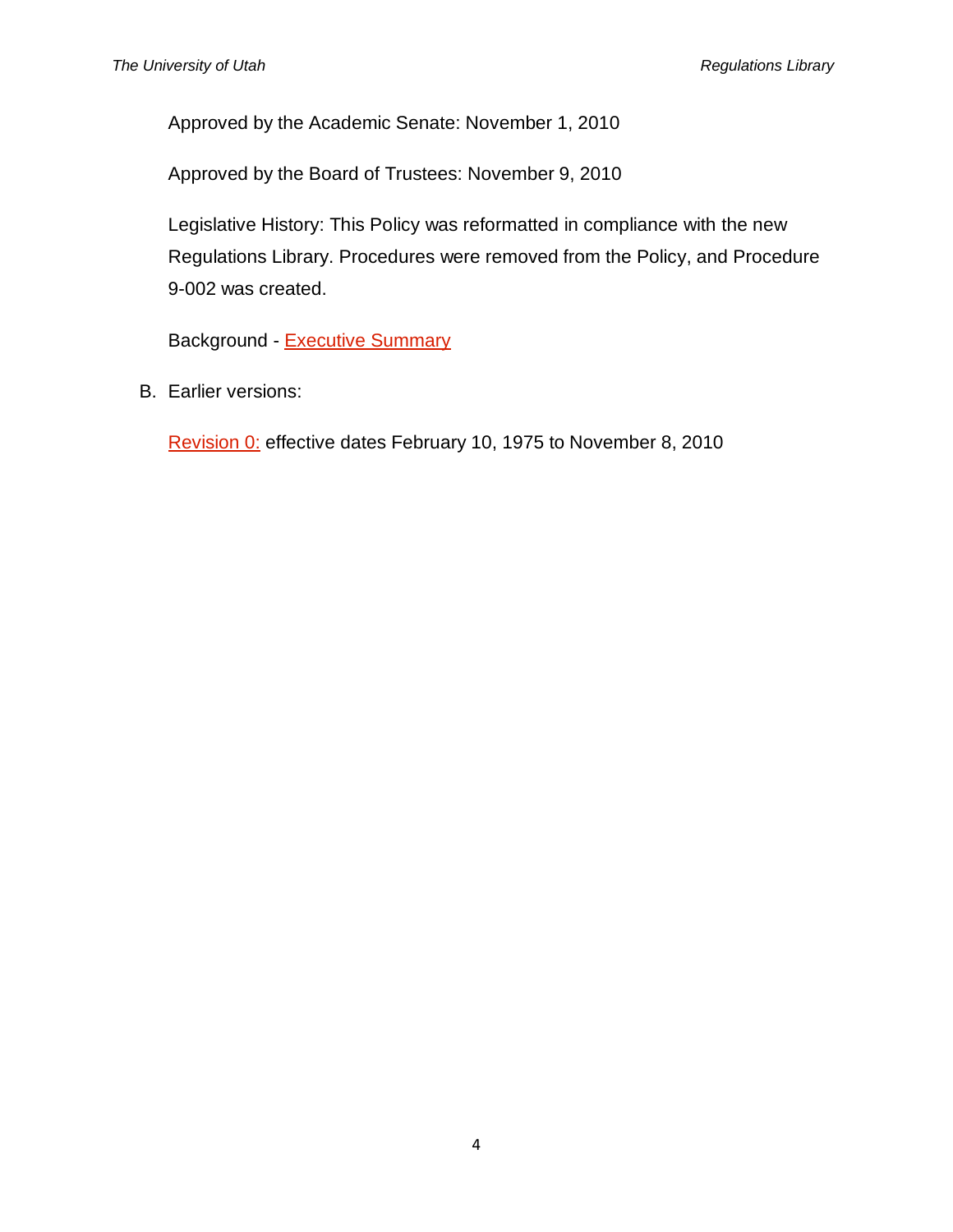Approved by the Academic Senate: November 1, 2010

Approved by the Board of Trustees: November 9, 2010

Legislative History: This Policy was reformatted in compliance with the new Regulations Library. Procedures were removed from the Policy, and Procedure 9-002 was created.

Background - Executive Summary

B. Earlier versions:

Revision 0: effective dates February 10, 1975 to November 8, 2010